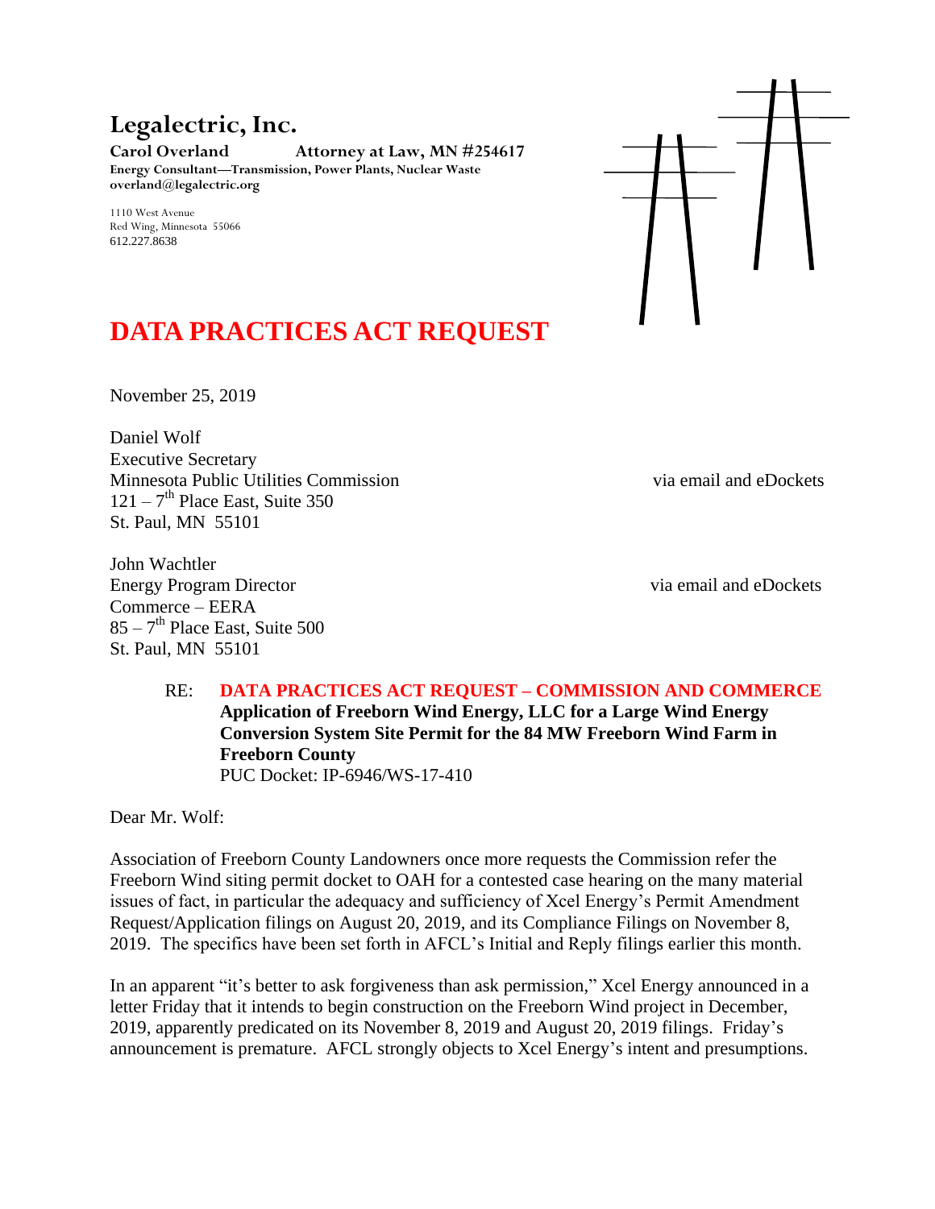# Legalectric, Inc.

**Carol Overland** **Attorney at Law, MN #254617**
**Energy Consultant—Transmission, Power Plants, Nuclear Waste**
**overland@legalectric.org**

1110 West Avenue
Red Wing, Minnesota 55066
612.227.8638

# DATA PRACTICES ACT REQUEST

November 25, 2019

Daniel Wolf
Executive Secretary
Minnesota Public Utilities Commission via email and eDockets
121 – 7th Place East, Suite 350
St. Paul, MN 55101

John Wachtler
Energy Program Director via email and eDockets
Commerce – EERA
85 – 7th Place East, Suite 500
St. Paul, MN 55101

RE: **DATA PRACTICES ACT REQUEST – COMMISSION AND COMMERCE**
**Application of Freeborn Wind Energy, LLC for a Large Wind Energy Conversion System Site Permit for the 84 MW Freeborn Wind Farm in Freeborn County**
PUC Docket: IP-6946/WS-17-410

Dear Mr. Wolf:

Association of Freeborn County Landowners once more requests the Commission refer the Freeborn Wind siting permit docket to OAH for a contested case hearing on the many material issues of fact, in particular the adequacy and sufficiency of Xcel Energy's Permit Amendment Request/Application filings on August 20, 2019, and its Compliance Filings on November 8, 2019. The specifics have been set forth in AFCL's Initial and Reply filings earlier this month.

In an apparent "it's better to ask forgiveness than ask permission," Xcel Energy announced in a letter Friday that it intends to begin construction on the Freeborn Wind project in December, 2019, apparently predicated on its November 8, 2019 and August 20, 2019 filings. Friday's announcement is premature. AFCL strongly objects to Xcel Energy's intent and presumptions.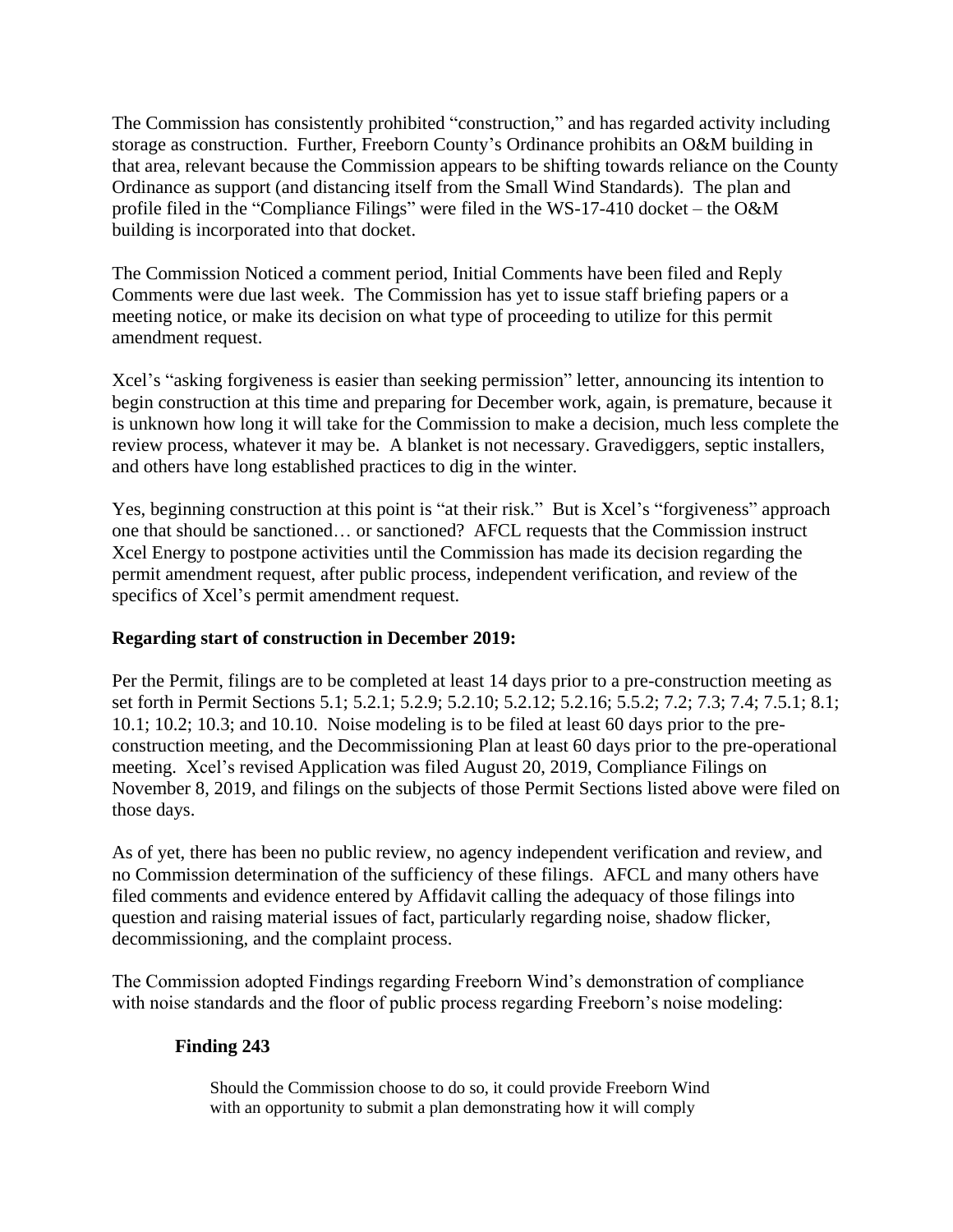The Commission has consistently prohibited "construction," and has regarded activity including storage as construction. Further, Freeborn County's Ordinance prohibits an O&M building in that area, relevant because the Commission appears to be shifting towards reliance on the County Ordinance as support (and distancing itself from the Small Wind Standards). The plan and profile filed in the "Compliance Filings" were filed in the WS-17-410 docket – the O&M building is incorporated into that docket.

The Commission Noticed a comment period, Initial Comments have been filed and Reply Comments were due last week. The Commission has yet to issue staff briefing papers or a meeting notice, or make its decision on what type of proceeding to utilize for this permit amendment request.

Xcel's "asking forgiveness is easier than seeking permission" letter, announcing its intention to begin construction at this time and preparing for December work, again, is premature, because it is unknown how long it will take for the Commission to make a decision, much less complete the review process, whatever it may be. A blanket is not necessary. Gravediggers, septic installers, and others have long established practices to dig in the winter.

Yes, beginning construction at this point is "at their risk." But is Xcel's "forgiveness" approach one that should be sanctioned… or sanctioned? AFCL requests that the Commission instruct Xcel Energy to postpone activities until the Commission has made its decision regarding the permit amendment request, after public process, independent verification, and review of the specifics of Xcel's permit amendment request.

**Regarding start of construction in December 2019:**

Per the Permit, filings are to be completed at least 14 days prior to a pre-construction meeting as set forth in Permit Sections 5.1; 5.2.1; 5.2.9; 5.2.10; 5.2.12; 5.2.16; 5.5.2; 7.2; 7.3; 7.4; 7.5.1; 8.1; 10.1; 10.2; 10.3; and 10.10. Noise modeling is to be filed at least 60 days prior to the pre-construction meeting, and the Decommissioning Plan at least 60 days prior to the pre-operational meeting. Xcel's revised Application was filed August 20, 2019, Compliance Filings on November 8, 2019, and filings on the subjects of those Permit Sections listed above were filed on those days.

As of yet, there has been no public review, no agency independent verification and review, and no Commission determination of the sufficiency of these filings. AFCL and many others have filed comments and evidence entered by Affidavit calling the adequacy of those filings into question and raising material issues of fact, particularly regarding noise, shadow flicker, decommissioning, and the complaint process.

The Commission adopted Findings regarding Freeborn Wind's demonstration of compliance with noise standards and the floor of public process regarding Freeborn's noise modeling:

**Finding 243**

> Should the Commission choose to do so, it could provide Freeborn Wind with an opportunity to submit a plan demonstrating how it will comply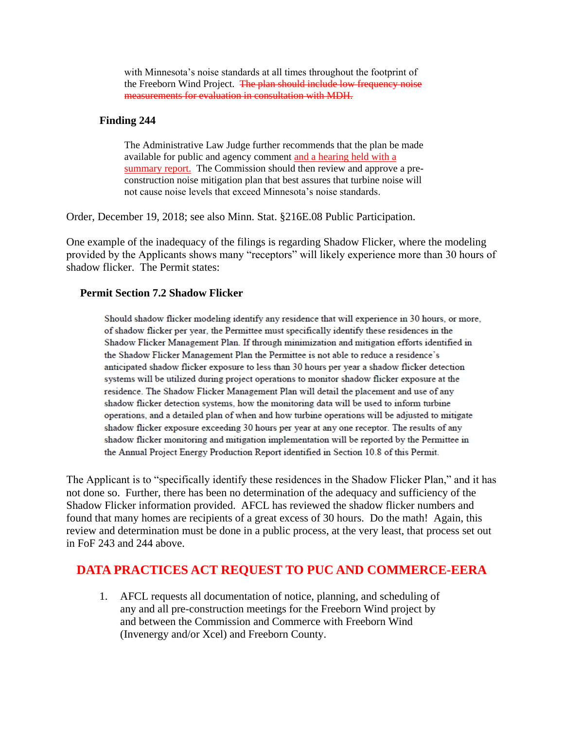> with Minnesota's noise standards at all times throughout the footprint of the Freeborn Wind Project. ~~The plan should include low frequency noise measurements for evaluation in consultation with MDH.~~

**Finding 244**

> The Administrative Law Judge further recommends that the plan be made available for public and agency comment and a hearing held with a summary report. The Commission should then review and approve a pre-construction noise mitigation plan that best assures that turbine noise will not cause noise levels that exceed Minnesota's noise standards.

Order, December 19, 2018; see also Minn. Stat. §216E.08 Public Participation.

One example of the inadequacy of the filings is regarding Shadow Flicker, where the modeling provided by the Applicants shows many "receptors" will likely experience more than 30 hours of shadow flicker. The Permit states:

**Permit Section 7.2 Shadow Flicker**

> Should shadow flicker modeling identify any residence that will experience in 30 hours, or more, of shadow flicker per year, the Permittee must specifically identify these residences in the Shadow Flicker Management Plan. If through minimization and mitigation efforts identified in the Shadow Flicker Management Plan the Permittee is not able to reduce a residence's anticipated shadow flicker exposure to less than 30 hours per year a shadow flicker detection systems will be utilized during project operations to monitor shadow flicker exposure at the residence. The Shadow Flicker Management Plan will detail the placement and use of any shadow flicker detection systems, how the monitoring data will be used to inform turbine operations, and a detailed plan of when and how turbine operations will be adjusted to mitigate shadow flicker exposure exceeding 30 hours per year at any one receptor. The results of any shadow flicker monitoring and mitigation implementation will be reported by the Permittee in the Annual Project Energy Production Report identified in Section 10.8 of this Permit.

The Applicant is to "specifically identify these residences in the Shadow Flicker Plan," and it has not done so. Further, there has been no determination of the adequacy and sufficiency of the Shadow Flicker information provided. AFCL has reviewed the shadow flicker numbers and found that many homes are recipients of a great excess of 30 hours. Do the math! Again, this review and determination must be done in a public process, at the very least, that process set out in FoF 243 and 244 above.

## DATA PRACTICES ACT REQUEST TO PUC AND COMMERCE-EERA

1. AFCL requests all documentation of notice, planning, and scheduling of any and all pre-construction meetings for the Freeborn Wind project by and between the Commission and Commerce with Freeborn Wind (Invenergy and/or Xcel) and Freeborn County.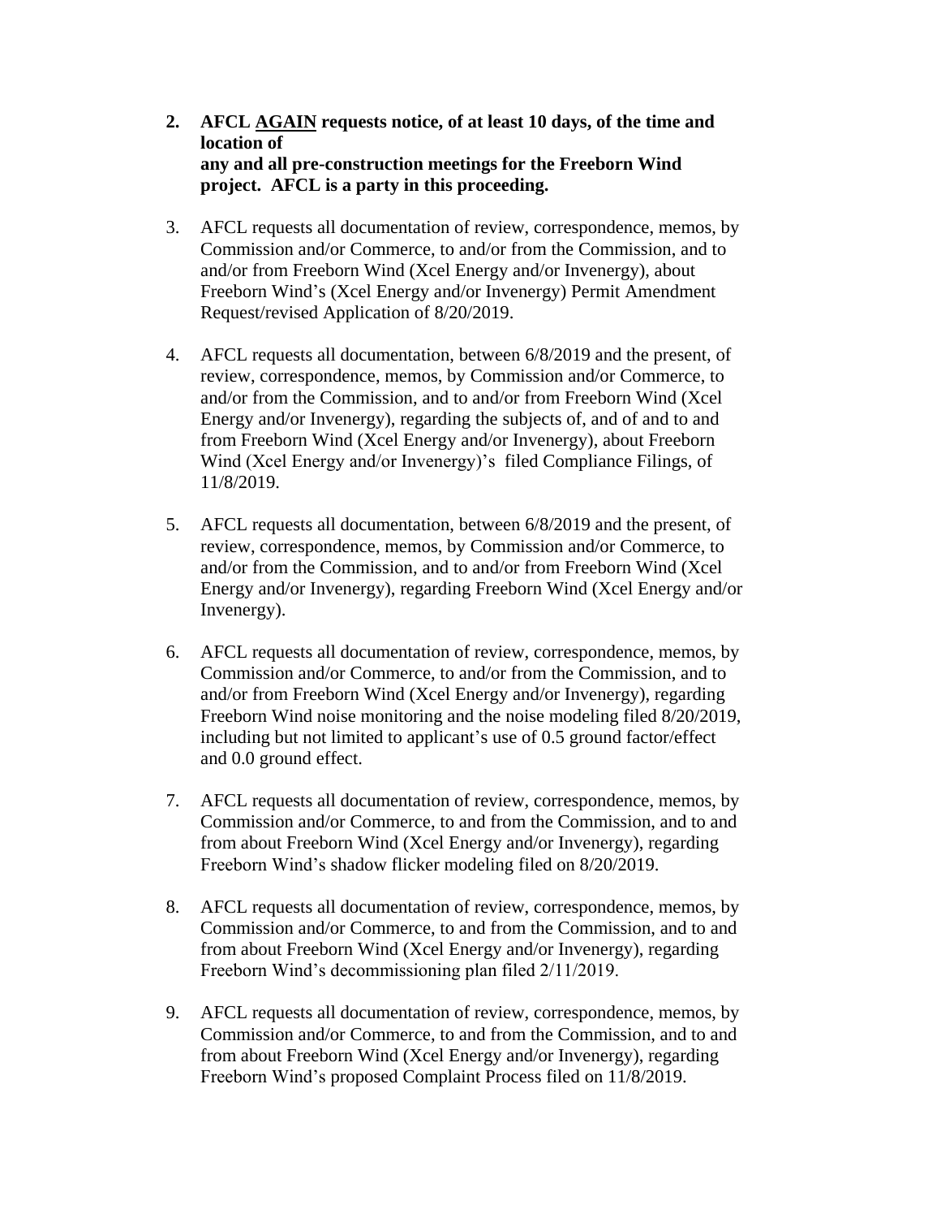2. **AFCL <u>AGAIN</u> requests notice, of at least 10 days, of the time and location of any and all pre-construction meetings for the Freeborn Wind project. AFCL is a party in this proceeding.**

3. AFCL requests all documentation of review, correspondence, memos, by Commission and/or Commerce, to and/or from the Commission, and to and/or from Freeborn Wind (Xcel Energy and/or Invenergy), about Freeborn Wind's (Xcel Energy and/or Invenergy) Permit Amendment Request/revised Application of 8/20/2019.

4. AFCL requests all documentation, between 6/8/2019 and the present, of review, correspondence, memos, by Commission and/or Commerce, to and/or from the Commission, and to and/or from Freeborn Wind (Xcel Energy and/or Invenergy), regarding the subjects of, and of and to and from Freeborn Wind (Xcel Energy and/or Invenergy), about Freeborn Wind (Xcel Energy and/or Invenergy)'s filed Compliance Filings, of 11/8/2019.

5. AFCL requests all documentation, between 6/8/2019 and the present, of review, correspondence, memos, by Commission and/or Commerce, to and/or from the Commission, and to and/or from Freeborn Wind (Xcel Energy and/or Invenergy), regarding Freeborn Wind (Xcel Energy and/or Invenergy).

6. AFCL requests all documentation of review, correspondence, memos, by Commission and/or Commerce, to and/or from the Commission, and to and/or from Freeborn Wind (Xcel Energy and/or Invenergy), regarding Freeborn Wind noise monitoring and the noise modeling filed 8/20/2019, including but not limited to applicant's use of 0.5 ground factor/effect and 0.0 ground effect.

7. AFCL requests all documentation of review, correspondence, memos, by Commission and/or Commerce, to and from the Commission, and to and from about Freeborn Wind (Xcel Energy and/or Invenergy), regarding Freeborn Wind's shadow flicker modeling filed on 8/20/2019.

8. AFCL requests all documentation of review, correspondence, memos, by Commission and/or Commerce, to and from the Commission, and to and from about Freeborn Wind (Xcel Energy and/or Invenergy), regarding Freeborn Wind's decommissioning plan filed 2/11/2019.

9. AFCL requests all documentation of review, correspondence, memos, by Commission and/or Commerce, to and from the Commission, and to and from about Freeborn Wind (Xcel Energy and/or Invenergy), regarding Freeborn Wind's proposed Complaint Process filed on 11/8/2019.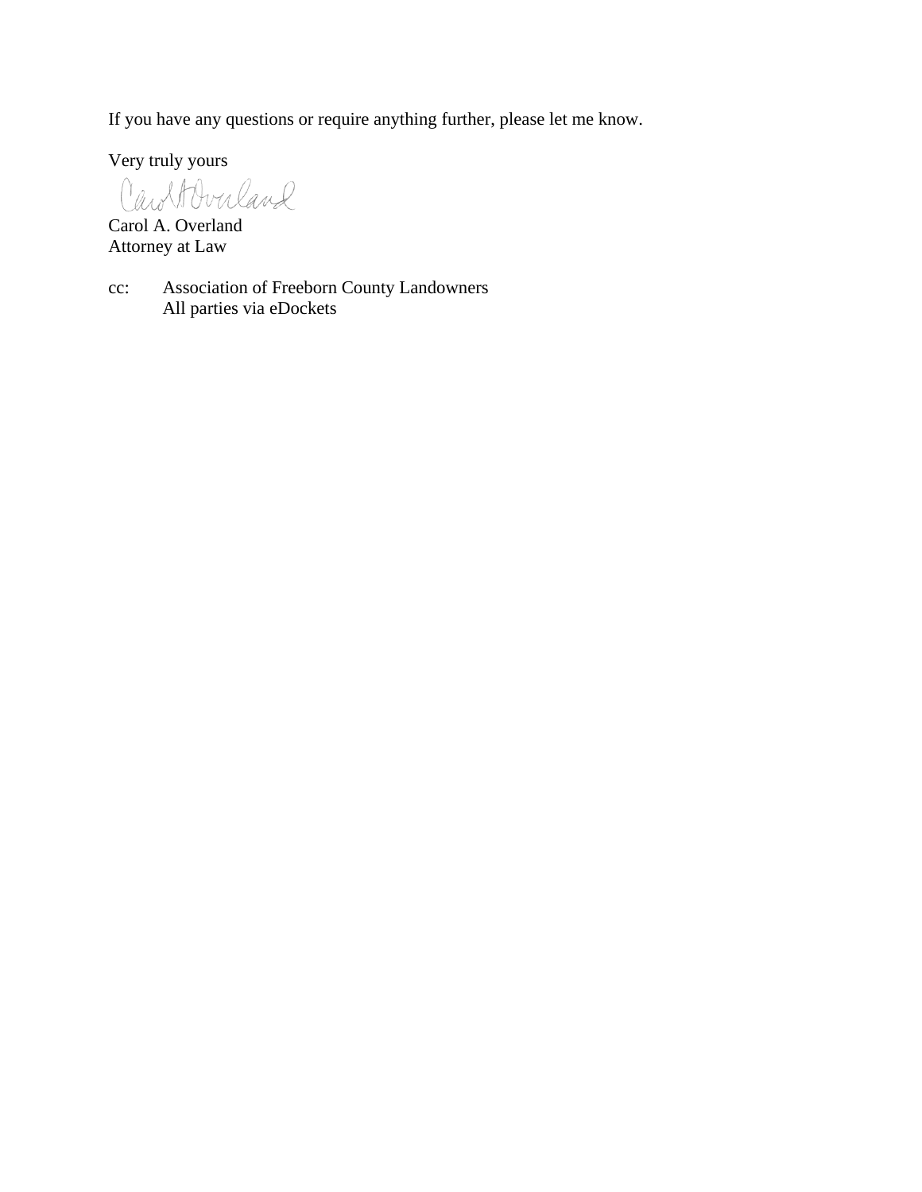If you have any questions or require anything further, please let me know.

Very truly yours

Carol A. Overland

Carol A. Overland
Attorney at Law

cc: Association of Freeborn County Landowners
All parties via eDockets